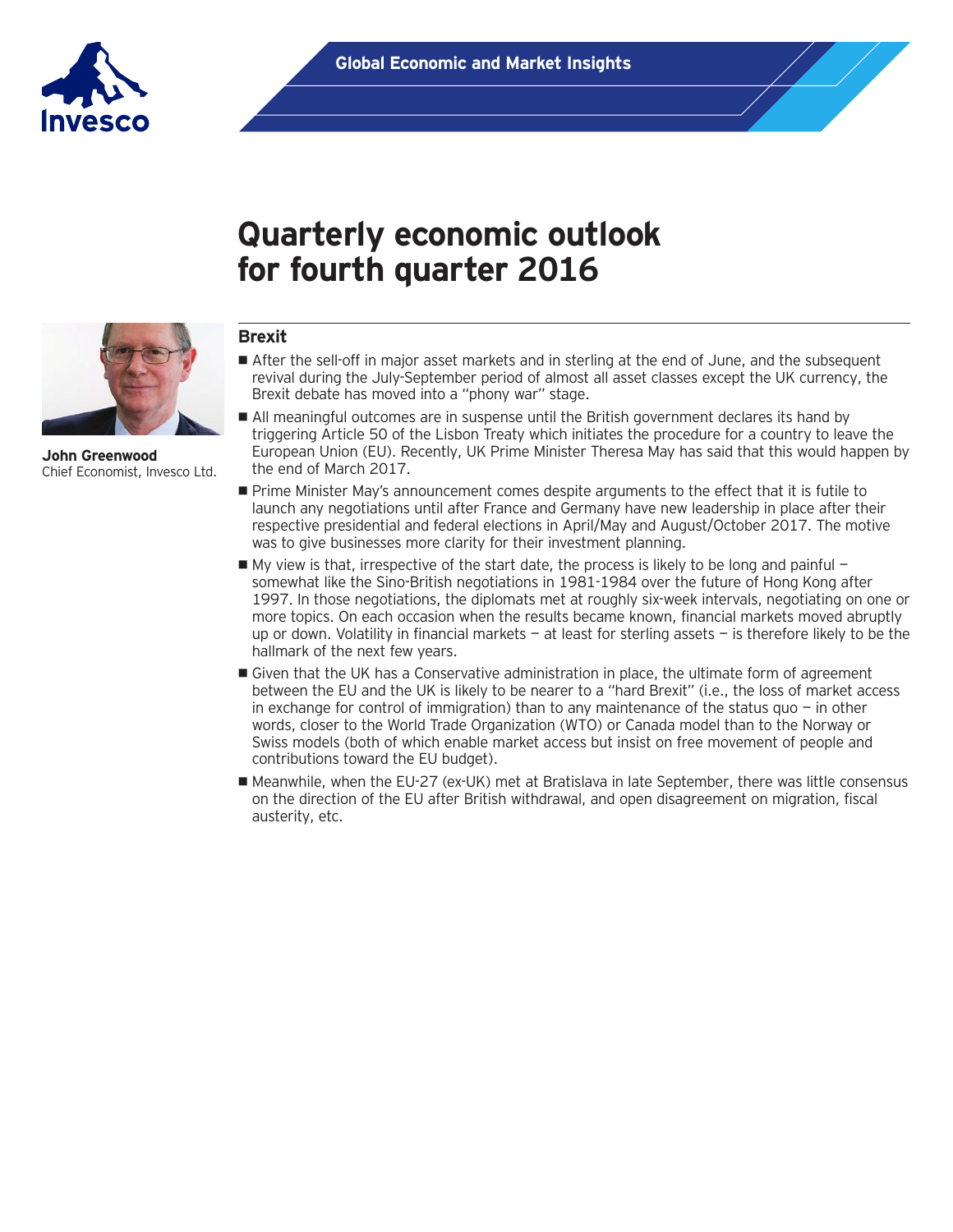Global Economic and Market Insights

# Quarterly economic outlook for fourth quarter 2016

**John Greenwood**
Chief Economist, Invesco Ltd.

## Brexit

- After the sell-off in major asset markets and in sterling at the end of June, and the subsequent revival during the July-September period of almost all asset classes except the UK currency, the Brexit debate has moved into a "phony war" stage.
- All meaningful outcomes are in suspense until the British government declares its hand by triggering Article 50 of the Lisbon Treaty which initiates the procedure for a country to leave the European Union (EU). Recently, UK Prime Minister Theresa May has said that this would happen by the end of March 2017.
- Prime Minister May's announcement comes despite arguments to the effect that it is futile to launch any negotiations until after France and Germany have new leadership in place after their respective presidential and federal elections in April/May and August/October 2017. The motive was to give businesses more clarity for their investment planning.
- My view is that, irrespective of the start date, the process is likely to be long and painful – somewhat like the Sino-British negotiations in 1981-1984 over the future of Hong Kong after 1997. In those negotiations, the diplomats met at roughly six-week intervals, negotiating on one or more topics. On each occasion when the results became known, financial markets moved abruptly up or down. Volatility in financial markets – at least for sterling assets – is therefore likely to be the hallmark of the next few years.
- Given that the UK has a Conservative administration in place, the ultimate form of agreement between the EU and the UK is likely to be nearer to a "hard Brexit" (i.e., the loss of market access in exchange for control of immigration) than to any maintenance of the status quo – in other words, closer to the World Trade Organization (WTO) or Canada model than to the Norway or Swiss models (both of which enable market access but insist on free movement of people and contributions toward the EU budget).
- Meanwhile, when the EU-27 (ex-UK) met at Bratislava in late September, there was little consensus on the direction of the EU after British withdrawal, and open disagreement on migration, fiscal austerity, etc.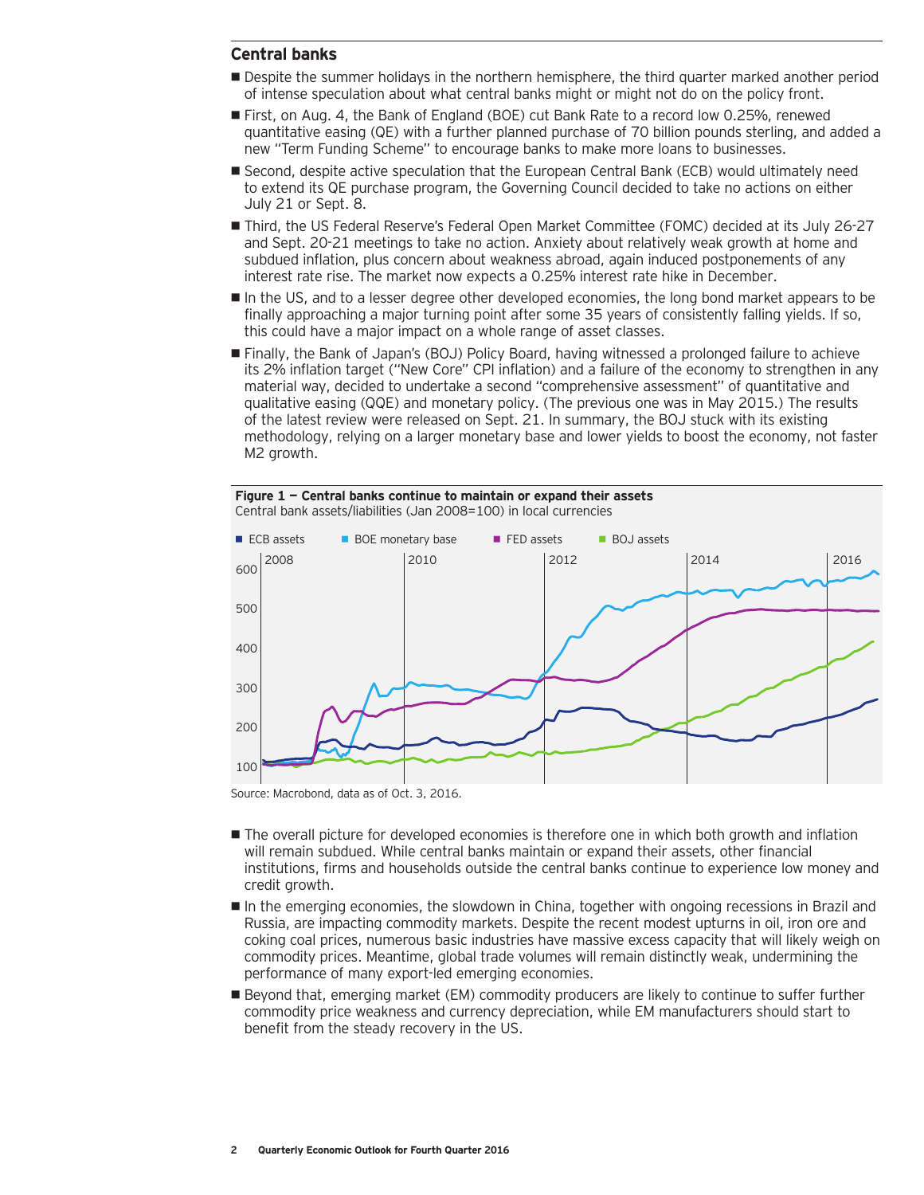## Central banks

- Despite the summer holidays in the northern hemisphere, the third quarter marked another period of intense speculation about what central banks might or might not do on the policy front.
- First, on Aug. 4, the Bank of England (BOE) cut Bank Rate to a record low 0.25%, renewed quantitative easing (QE) with a further planned purchase of 70 billion pounds sterling, and added a new "Term Funding Scheme" to encourage banks to make more loans to businesses.
- Second, despite active speculation that the European Central Bank (ECB) would ultimately need to extend its QE purchase program, the Governing Council decided to take no actions on either July 21 or Sept. 8.
- Third, the US Federal Reserve's Federal Open Market Committee (FOMC) decided at its July 26-27 and Sept. 20-21 meetings to take no action. Anxiety about relatively weak growth at home and subdued inflation, plus concern about weakness abroad, again induced postponements of any interest rate rise. The market now expects a 0.25% interest rate hike in December.
- In the US, and to a lesser degree other developed economies, the long bond market appears to be finally approaching a major turning point after some 35 years of consistently falling yields. If so, this could have a major impact on a whole range of asset classes.
- Finally, the Bank of Japan's (BOJ) Policy Board, having witnessed a prolonged failure to achieve its 2% inflation target ("New Core" CPI inflation) and a failure of the economy to strengthen in any material way, decided to undertake a second "comprehensive assessment" of quantitative and qualitative easing (QQE) and monetary policy. (The previous one was in May 2015.) The results of the latest review were released on Sept. 21. In summary, the BOJ stuck with its existing methodology, relying on a larger monetary base and lower yields to boost the economy, not faster M2 growth.

**Figure 1 — Central banks continue to maintain or expand their assets**
Central bank assets/liabilities (Jan 2008=100) in local currencies

Legend: ECB assets, BOE monetary base, FED assets, BOJ assets

Source: Macrobond, data as of Oct. 3, 2016.

- The overall picture for developed economies is therefore one in which both growth and inflation will remain subdued. While central banks maintain or expand their assets, other financial institutions, firms and households outside the central banks continue to experience low money and credit growth.
- In the emerging economies, the slowdown in China, together with ongoing recessions in Brazil and Russia, are impacting commodity markets. Despite the recent modest upturns in oil, iron ore and coking coal prices, numerous basic industries have massive excess capacity that will likely weigh on commodity prices. Meantime, global trade volumes will remain distinctly weak, undermining the performance of many export-led emerging economies.
- Beyond that, emerging market (EM) commodity producers are likely to continue to suffer further commodity price weakness and currency depreciation, while EM manufacturers should start to benefit from the steady recovery in the US.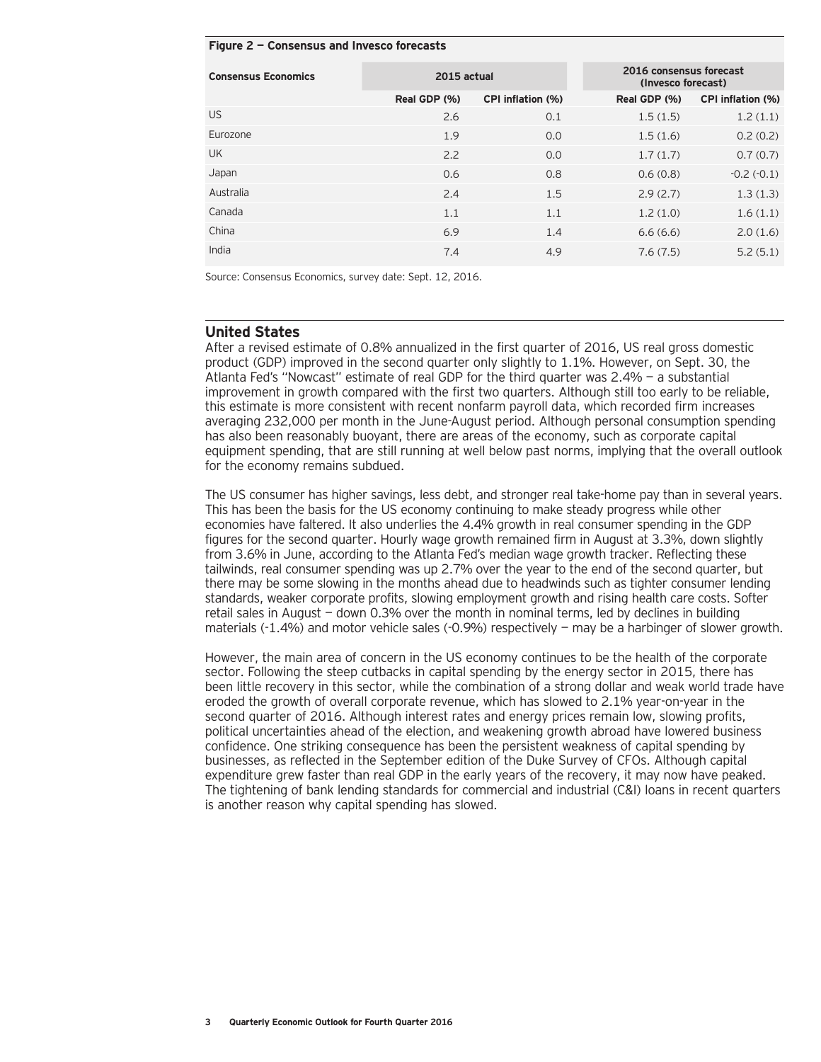**Figure 2 — Consensus and Invesco forecasts**

| Consensus Economics | 2015 actual | | 2016 consensus forecast (Invesco forecast) | |
|---|---|---|---|---|
| | Real GDP (%) | CPI inflation (%) | Real GDP (%) | CPI inflation (%) |
| US | 2.6 | 0.1 | 1.5 (1.5) | 1.2 (1.1) |
| Eurozone | 1.9 | 0.0 | 1.5 (1.6) | 0.2 (0.2) |
| UK | 2.2 | 0.0 | 1.7 (1.7) | 0.7 (0.7) |
| Japan | 0.6 | 0.8 | 0.6 (0.8) | -0.2 (-0.1) |
| Australia | 2.4 | 1.5 | 2.9 (2.7) | 1.3 (1.3) |
| Canada | 1.1 | 1.1 | 1.2 (1.0) | 1.6 (1.1) |
| China | 6.9 | 1.4 | 6.6 (6.6) | 2.0 (1.6) |
| India | 7.4 | 4.9 | 7.6 (7.5) | 5.2 (5.1) |

Source: Consensus Economics, survey date: Sept. 12, 2016.

## United States

After a revised estimate of 0.8% annualized in the first quarter of 2016, US real gross domestic product (GDP) improved in the second quarter only slightly to 1.1%. However, on Sept. 30, the Atlanta Fed's "Nowcast" estimate of real GDP for the third quarter was 2.4% — a substantial improvement in growth compared with the first two quarters. Although still too early to be reliable, this estimate is more consistent with recent nonfarm payroll data, which recorded firm increases averaging 232,000 per month in the June-August period. Although personal consumption spending has also been reasonably buoyant, there are areas of the economy, such as corporate capital equipment spending, that are still running at well below past norms, implying that the overall outlook for the economy remains subdued.

The US consumer has higher savings, less debt, and stronger real take-home pay than in several years. This has been the basis for the US economy continuing to make steady progress while other economies have faltered. It also underlies the 4.4% growth in real consumer spending in the GDP figures for the second quarter. Hourly wage growth remained firm in August at 3.3%, down slightly from 3.6% in June, according to the Atlanta Fed's median wage growth tracker. Reflecting these tailwinds, real consumer spending was up 2.7% over the year to the end of the second quarter, but there may be some slowing in the months ahead due to headwinds such as tighter consumer lending standards, weaker corporate profits, slowing employment growth and rising health care costs. Softer retail sales in August — down 0.3% over the month in nominal terms, led by declines in building materials (-1.4%) and motor vehicle sales (-0.9%) respectively — may be a harbinger of slower growth.

However, the main area of concern in the US economy continues to be the health of the corporate sector. Following the steep cutbacks in capital spending by the energy sector in 2015, there has been little recovery in this sector, while the combination of a strong dollar and weak world trade have eroded the growth of overall corporate revenue, which has slowed to 2.1% year-on-year in the second quarter of 2016. Although interest rates and energy prices remain low, slowing profits, political uncertainties ahead of the election, and weakening growth abroad have lowered business confidence. One striking consequence has been the persistent weakness of capital spending by businesses, as reflected in the September edition of the Duke Survey of CFOs. Although capital expenditure grew faster than real GDP in the early years of the recovery, it may now have peaked. The tightening of bank lending standards for commercial and industrial (C&I) loans in recent quarters is another reason why capital spending has slowed.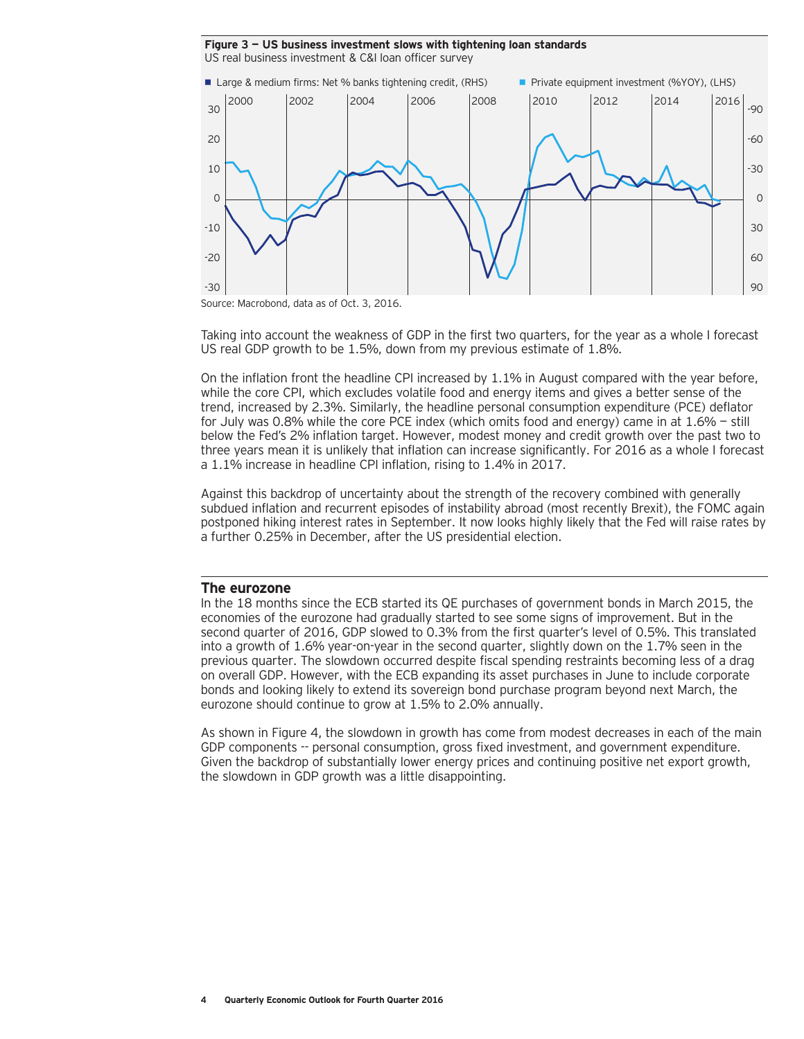**Figure 3 — US business investment slows with tightening loan standards**
US real business investment & C&I loan officer survey

Source: Macrobond, data as of Oct. 3, 2016.

Taking into account the weakness of GDP in the first two quarters, for the year as a whole I forecast US real GDP growth to be 1.5%, down from my previous estimate of 1.8%.

On the inflation front the headline CPI increased by 1.1% in August compared with the year before, while the core CPI, which excludes volatile food and energy items and gives a better sense of the trend, increased by 2.3%. Similarly, the headline personal consumption expenditure (PCE) deflator for July was 0.8% while the core PCE index (which omits food and energy) came in at 1.6% — still below the Fed's 2% inflation target. However, modest money and credit growth over the past two to three years mean it is unlikely that inflation can increase significantly. For 2016 as a whole I forecast a 1.1% increase in headline CPI inflation, rising to 1.4% in 2017.

Against this backdrop of uncertainty about the strength of the recovery combined with generally subdued inflation and recurrent episodes of instability abroad (most recently Brexit), the FOMC again postponed hiking interest rates in September. It now looks highly likely that the Fed will raise rates by a further 0.25% in December, after the US presidential election.

## The eurozone

In the 18 months since the ECB started its QE purchases of government bonds in March 2015, the economies of the eurozone had gradually started to see some signs of improvement. But in the second quarter of 2016, GDP slowed to 0.3% from the first quarter's level of 0.5%. This translated into a growth of 1.6% year-on-year in the second quarter, slightly down on the 1.7% seen in the previous quarter. The slowdown occurred despite fiscal spending restraints becoming less of a drag on overall GDP. However, with the ECB expanding its asset purchases in June to include corporate bonds and looking likely to extend its sovereign bond purchase program beyond next March, the eurozone should continue to grow at 1.5% to 2.0% annually.

As shown in Figure 4, the slowdown in growth has come from modest decreases in each of the main GDP components -- personal consumption, gross fixed investment, and government expenditure. Given the backdrop of substantially lower energy prices and continuing positive net export growth, the slowdown in GDP growth was a little disappointing.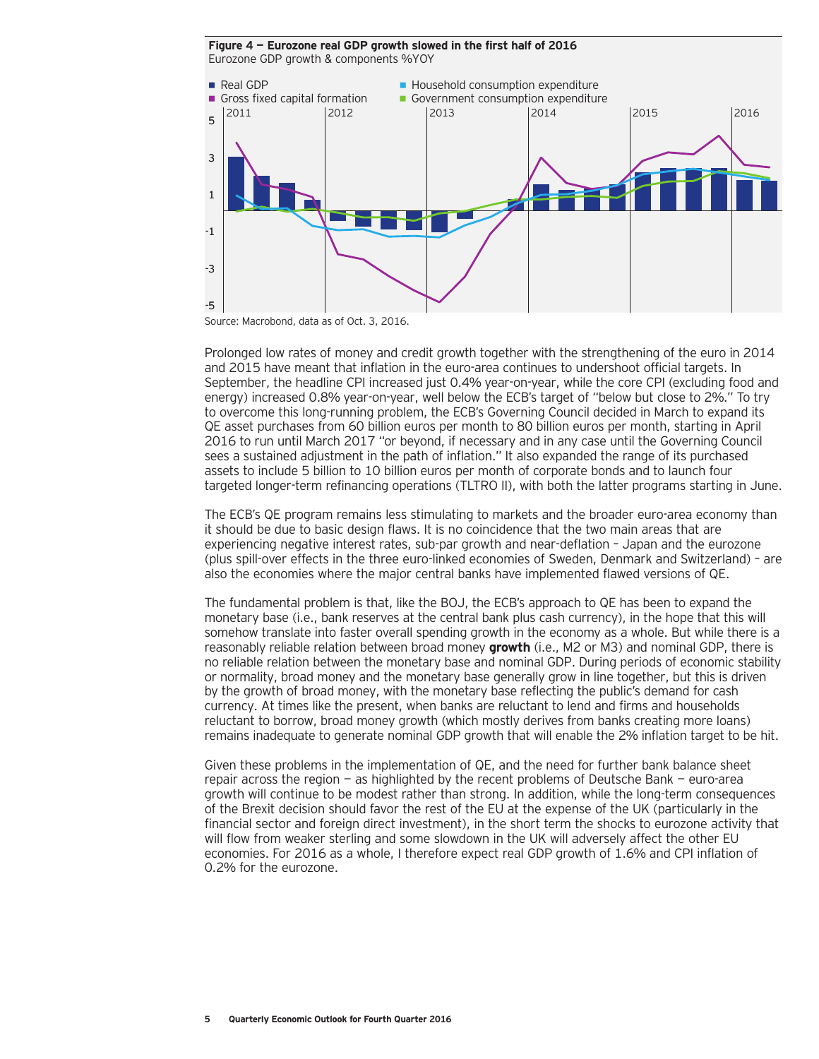**Figure 4 — Eurozone real GDP growth slowed in the first half of 2016**
Eurozone GDP growth & components %YOY

Source: Macrobond, data as of Oct. 3, 2016.

Prolonged low rates of money and credit growth together with the strengthening of the euro in 2014 and 2015 have meant that inflation in the euro-area continues to undershoot official targets. In September, the headline CPI increased just 0.4% year-on-year, while the core CPI (excluding food and energy) increased 0.8% year-on-year, well below the ECB's target of "below but close to 2%." To try to overcome this long-running problem, the ECB's Governing Council decided in March to expand its QE asset purchases from 60 billion euros per month to 80 billion euros per month, starting in April 2016 to run until March 2017 "or beyond, if necessary and in any case until the Governing Council sees a sustained adjustment in the path of inflation." It also expanded the range of its purchased assets to include 5 billion to 10 billion euros per month of corporate bonds and to launch four targeted longer-term refinancing operations (TLTRO II), with both the latter programs starting in June.

The ECB's QE program remains less stimulating to markets and the broader euro-area economy than it should be due to basic design flaws. It is no coincidence that the two main areas that are experiencing negative interest rates, sub-par growth and near-deflation – Japan and the eurozone (plus spill-over effects in the three euro-linked economies of Sweden, Denmark and Switzerland) – are also the economies where the major central banks have implemented flawed versions of QE.

The fundamental problem is that, like the BOJ, the ECB's approach to QE has been to expand the monetary base (i.e., bank reserves at the central bank plus cash currency), in the hope that this will somehow translate into faster overall spending growth in the economy as a whole. But while there is a reasonably reliable relation between broad money **growth** (i.e., M2 or M3) and nominal GDP, there is no reliable relation between the monetary base and nominal GDP. During periods of economic stability or normality, broad money and the monetary base generally grow in line together, but this is driven by the growth of broad money, with the monetary base reflecting the public's demand for cash currency. At times like the present, when banks are reluctant to lend and firms and households reluctant to borrow, broad money growth (which mostly derives from banks creating more loans) remains inadequate to generate nominal GDP growth that will enable the 2% inflation target to be hit.

Given these problems in the implementation of QE, and the need for further bank balance sheet repair across the region — as highlighted by the recent problems of Deutsche Bank — euro-area growth will continue to be modest rather than strong. In addition, while the long-term consequences of the Brexit decision should favor the rest of the EU at the expense of the UK (particularly in the financial sector and foreign direct investment), in the short term the shocks to eurozone activity that will flow from weaker sterling and some slowdown in the UK will adversely affect the other EU economies. For 2016 as a whole, I therefore expect real GDP growth of 1.6% and CPI inflation of 0.2% for the eurozone.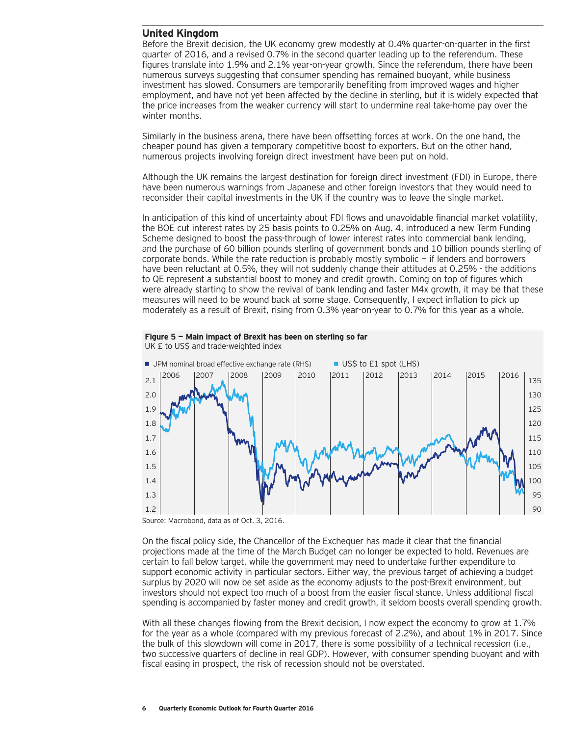## United Kingdom

Before the Brexit decision, the UK economy grew modestly at 0.4% quarter-on-quarter in the first quarter of 2016, and a revised 0.7% in the second quarter leading up to the referendum. These figures translate into 1.9% and 2.1% year-on-year growth. Since the referendum, there have been numerous surveys suggesting that consumer spending has remained buoyant, while business investment has slowed. Consumers are temporarily benefiting from improved wages and higher employment, and have not yet been affected by the decline in sterling, but it is widely expected that the price increases from the weaker currency will start to undermine real take-home pay over the winter months.

Similarly in the business arena, there have been offsetting forces at work. On the one hand, the cheaper pound has given a temporary competitive boost to exporters. But on the other hand, numerous projects involving foreign direct investment have been put on hold.

Although the UK remains the largest destination for foreign direct investment (FDI) in Europe, there have been numerous warnings from Japanese and other foreign investors that they would need to reconsider their capital investments in the UK if the country was to leave the single market.

In anticipation of this kind of uncertainty about FDI flows and unavoidable financial market volatility, the BOE cut interest rates by 25 basis points to 0.25% on Aug. 4, introduced a new Term Funding Scheme designed to boost the pass-through of lower interest rates into commercial bank lending, and the purchase of 60 billion pounds sterling of government bonds and 10 billion pounds sterling of corporate bonds. While the rate reduction is probably mostly symbolic — if lenders and borrowers have been reluctant at 0.5%, they will not suddenly change their attitudes at 0.25% - the additions to QE represent a substantial boost to money and credit growth. Coming on top of figures which were already starting to show the revival of bank lending and faster M4x growth, it may be that these measures will need to be wound back at some stage. Consequently, I expect inflation to pick up moderately as a result of Brexit, rising from 0.3% year-on-year to 0.7% for this year as a whole.

**Figure 5 — Main impact of Brexit has been on sterling so far**
UK £ to US$ and trade-weighted index

Source: Macrobond, data as of Oct. 3, 2016.

On the fiscal policy side, the Chancellor of the Exchequer has made it clear that the financial projections made at the time of the March Budget can no longer be expected to hold. Revenues are certain to fall below target, while the government may need to undertake further expenditure to support economic activity in particular sectors. Either way, the previous target of achieving a budget surplus by 2020 will now be set aside as the economy adjusts to the post-Brexit environment, but investors should not expect too much of a boost from the easier fiscal stance. Unless additional fiscal spending is accompanied by faster money and credit growth, it seldom boosts overall spending growth.

With all these changes flowing from the Brexit decision, I now expect the economy to grow at 1.7% for the year as a whole (compared with my previous forecast of 2.2%), and about 1% in 2017. Since the bulk of this slowdown will come in 2017, there is some possibility of a technical recession (i.e., two successive quarters of decline in real GDP). However, with consumer spending buoyant and with fiscal easing in prospect, the risk of recession should not be overstated.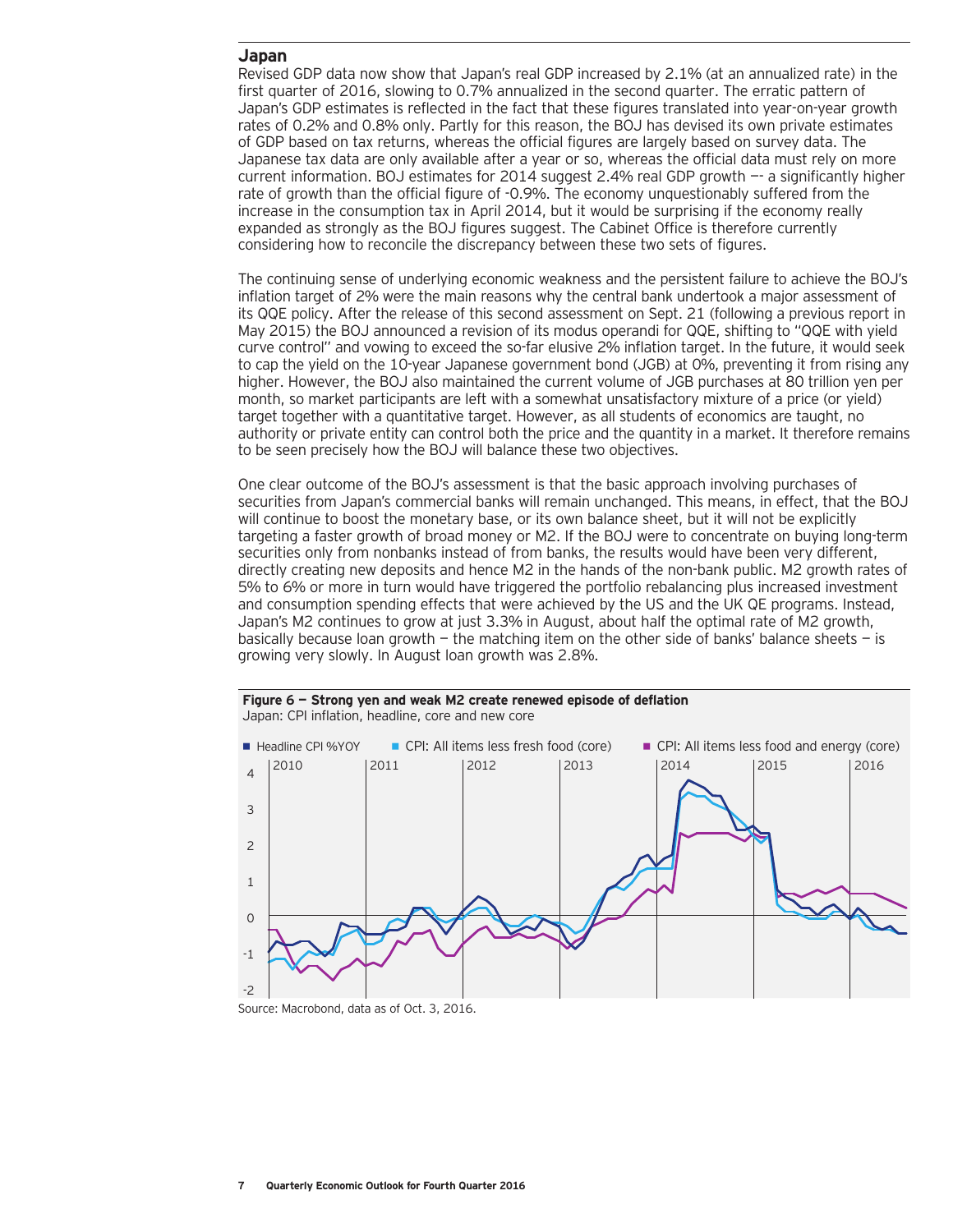## Japan

Revised GDP data now show that Japan's real GDP increased by 2.1% (at an annualized rate) in the first quarter of 2016, slowing to 0.7% annualized in the second quarter. The erratic pattern of Japan's GDP estimates is reflected in the fact that these figures translated into year-on-year growth rates of 0.2% and 0.8% only. Partly for this reason, the BOJ has devised its own private estimates of GDP based on tax returns, whereas the official figures are largely based on survey data. The Japanese tax data are only available after a year or so, whereas the official data must rely on more current information. BOJ estimates for 2014 suggest 2.4% real GDP growth –- a significantly higher rate of growth than the official figure of -0.9%. The economy unquestionably suffered from the increase in the consumption tax in April 2014, but it would be surprising if the economy really expanded as strongly as the BOJ figures suggest. The Cabinet Office is therefore currently considering how to reconcile the discrepancy between these two sets of figures.

The continuing sense of underlying economic weakness and the persistent failure to achieve the BOJ's inflation target of 2% were the main reasons why the central bank undertook a major assessment of its QQE policy. After the release of this second assessment on Sept. 21 (following a previous report in May 2015) the BOJ announced a revision of its modus operandi for QQE, shifting to "QQE with yield curve control" and vowing to exceed the so-far elusive 2% inflation target. In the future, it would seek to cap the yield on the 10-year Japanese government bond (JGB) at 0%, preventing it from rising any higher. However, the BOJ also maintained the current volume of JGB purchases at 80 trillion yen per month, so market participants are left with a somewhat unsatisfactory mixture of a price (or yield) target together with a quantitative target. However, as all students of economics are taught, no authority or private entity can control both the price and the quantity in a market. It therefore remains to be seen precisely how the BOJ will balance these two objectives.

One clear outcome of the BOJ's assessment is that the basic approach involving purchases of securities from Japan's commercial banks will remain unchanged. This means, in effect, that the BOJ will continue to boost the monetary base, or its own balance sheet, but it will not be explicitly targeting a faster growth of broad money or M2. If the BOJ were to concentrate on buying long-term securities only from nonbanks instead of from banks, the results would have been very different, directly creating new deposits and hence M2 in the hands of the non-bank public. M2 growth rates of 5% to 6% or more in turn would have triggered the portfolio rebalancing plus increased investment and consumption spending effects that were achieved by the US and the UK QE programs. Instead, Japan's M2 continues to grow at just 3.3% in August, about half the optimal rate of M2 growth, basically because loan growth – the matching item on the other side of banks' balance sheets – is growing very slowly. In August loan growth was 2.8%.

**Figure 6 – Strong yen and weak M2 create renewed episode of deflation**
Japan: CPI inflation, headline, core and new core

Source: Macrobond, data as of Oct. 3, 2016.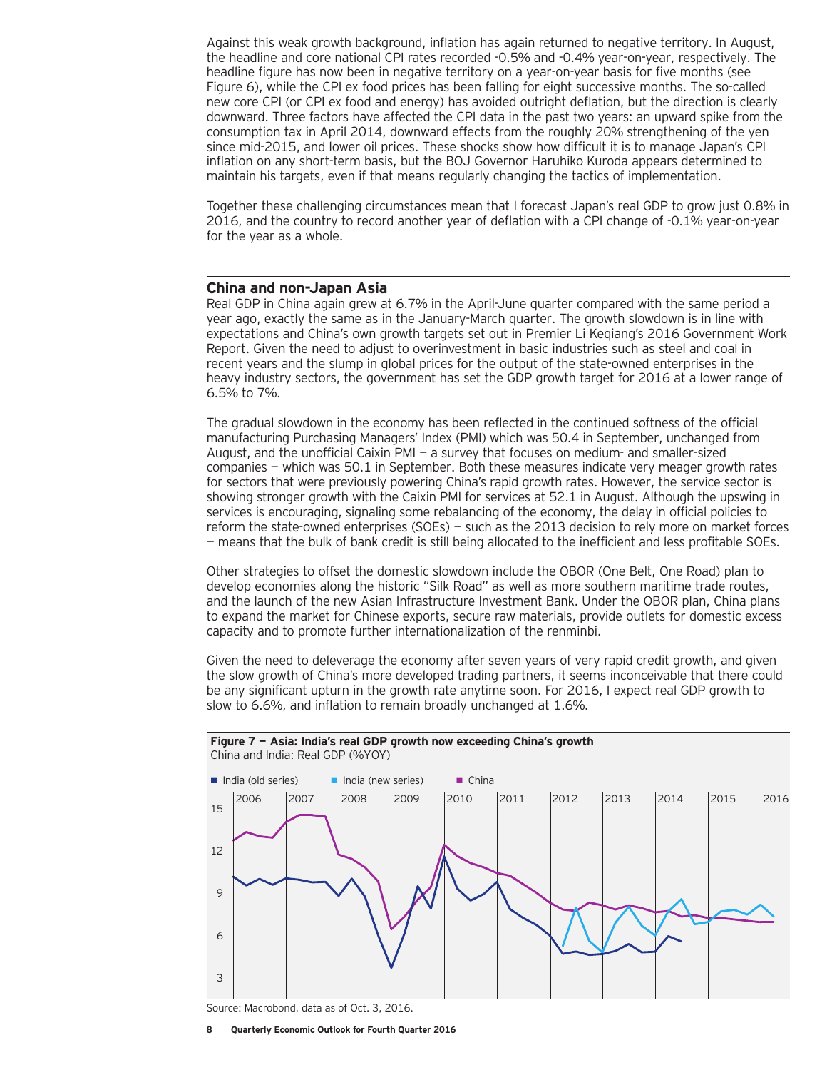Against this weak growth background, inflation has again returned to negative territory. In August, the headline and core national CPI rates recorded -0.5% and -0.4% year-on-year, respectively. The headline figure has now been in negative territory on a year-on-year basis for five months (see Figure 6), while the CPI ex food prices has been falling for eight successive months. The so-called new core CPI (or CPI ex food and energy) has avoided outright deflation, but the direction is clearly downward. Three factors have affected the CPI data in the past two years: an upward spike from the consumption tax in April 2014, downward effects from the roughly 20% strengthening of the yen since mid-2015, and lower oil prices. These shocks show how difficult it is to manage Japan's CPI inflation on any short-term basis, but the BOJ Governor Haruhiko Kuroda appears determined to maintain his targets, even if that means regularly changing the tactics of implementation.

Together these challenging circumstances mean that I forecast Japan's real GDP to grow just 0.8% in 2016, and the country to record another year of deflation with a CPI change of -0.1% year-on-year for the year as a whole.

## China and non-Japan Asia

Real GDP in China again grew at 6.7% in the April-June quarter compared with the same period a year ago, exactly the same as in the January-March quarter. The growth slowdown is in line with expectations and China's own growth targets set out in Premier Li Keqiang's 2016 Government Work Report. Given the need to adjust to overinvestment in basic industries such as steel and coal in recent years and the slump in global prices for the output of the state-owned enterprises in the heavy industry sectors, the government has set the GDP growth target for 2016 at a lower range of 6.5% to 7%.

The gradual slowdown in the economy has been reflected in the continued softness of the official manufacturing Purchasing Managers' Index (PMI) which was 50.4 in September, unchanged from August, and the unofficial Caixin PMI — a survey that focuses on medium- and smaller-sized companies — which was 50.1 in September. Both these measures indicate very meager growth rates for sectors that were previously powering China's rapid growth rates. However, the service sector is showing stronger growth with the Caixin PMI for services at 52.1 in August. Although the upswing in services is encouraging, signaling some rebalancing of the economy, the delay in official policies to reform the state-owned enterprises (SOEs) — such as the 2013 decision to rely more on market forces — means that the bulk of bank credit is still being allocated to the inefficient and less profitable SOEs.

Other strategies to offset the domestic slowdown include the OBOR (One Belt, One Road) plan to develop economies along the historic "Silk Road" as well as more southern maritime trade routes, and the launch of the new Asian Infrastructure Investment Bank. Under the OBOR plan, China plans to expand the market for Chinese exports, secure raw materials, provide outlets for domestic excess capacity and to promote further internationalization of the renminbi.

Given the need to deleverage the economy after seven years of very rapid credit growth, and given the slow growth of China's more developed trading partners, it seems inconceivable that there could be any significant upturn in the growth rate anytime soon. For 2016, I expect real GDP growth to slow to 6.6%, and inflation to remain broadly unchanged at 1.6%.

**Figure 7 — Asia: India's real GDP growth now exceeding China's growth**
China and India: Real GDP (%YOY)

Source: Macrobond, data as of Oct. 3, 2016.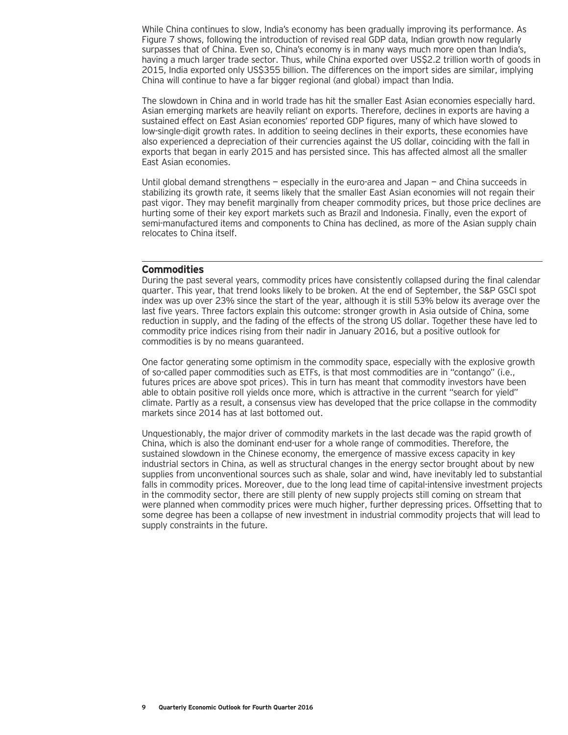While China continues to slow, India's economy has been gradually improving its performance. As Figure 7 shows, following the introduction of revised real GDP data, Indian growth now regularly surpasses that of China. Even so, China's economy is in many ways much more open than India's, having a much larger trade sector. Thus, while China exported over US$2.2 trillion worth of goods in 2015, India exported only US$355 billion. The differences on the import sides are similar, implying China will continue to have a far bigger regional (and global) impact than India.

The slowdown in China and in world trade has hit the smaller East Asian economies especially hard. Asian emerging markets are heavily reliant on exports. Therefore, declines in exports are having a sustained effect on East Asian economies' reported GDP figures, many of which have slowed to low-single-digit growth rates. In addition to seeing declines in their exports, these economies have also experienced a depreciation of their currencies against the US dollar, coinciding with the fall in exports that began in early 2015 and has persisted since. This has affected almost all the smaller East Asian economies.

Until global demand strengthens — especially in the euro-area and Japan — and China succeeds in stabilizing its growth rate, it seems likely that the smaller East Asian economies will not regain their past vigor. They may benefit marginally from cheaper commodity prices, but those price declines are hurting some of their key export markets such as Brazil and Indonesia. Finally, even the export of semi-manufactured items and components to China has declined, as more of the Asian supply chain relocates to China itself.

## Commodities

During the past several years, commodity prices have consistently collapsed during the final calendar quarter. This year, that trend looks likely to be broken. At the end of September, the S&P GSCI spot index was up over 23% since the start of the year, although it is still 53% below its average over the last five years. Three factors explain this outcome: stronger growth in Asia outside of China, some reduction in supply, and the fading of the effects of the strong US dollar. Together these have led to commodity price indices rising from their nadir in January 2016, but a positive outlook for commodities is by no means guaranteed.

One factor generating some optimism in the commodity space, especially with the explosive growth of so-called paper commodities such as ETFs, is that most commodities are in "contango" (i.e., futures prices are above spot prices). This in turn has meant that commodity investors have been able to obtain positive roll yields once more, which is attractive in the current "search for yield" climate. Partly as a result, a consensus view has developed that the price collapse in the commodity markets since 2014 has at last bottomed out.

Unquestionably, the major driver of commodity markets in the last decade was the rapid growth of China, which is also the dominant end-user for a whole range of commodities. Therefore, the sustained slowdown in the Chinese economy, the emergence of massive excess capacity in key industrial sectors in China, as well as structural changes in the energy sector brought about by new supplies from unconventional sources such as shale, solar and wind, have inevitably led to substantial falls in commodity prices. Moreover, due to the long lead time of capital-intensive investment projects in the commodity sector, there are still plenty of new supply projects still coming on stream that were planned when commodity prices were much higher, further depressing prices. Offsetting that to some degree has been a collapse of new investment in industrial commodity projects that will lead to supply constraints in the future.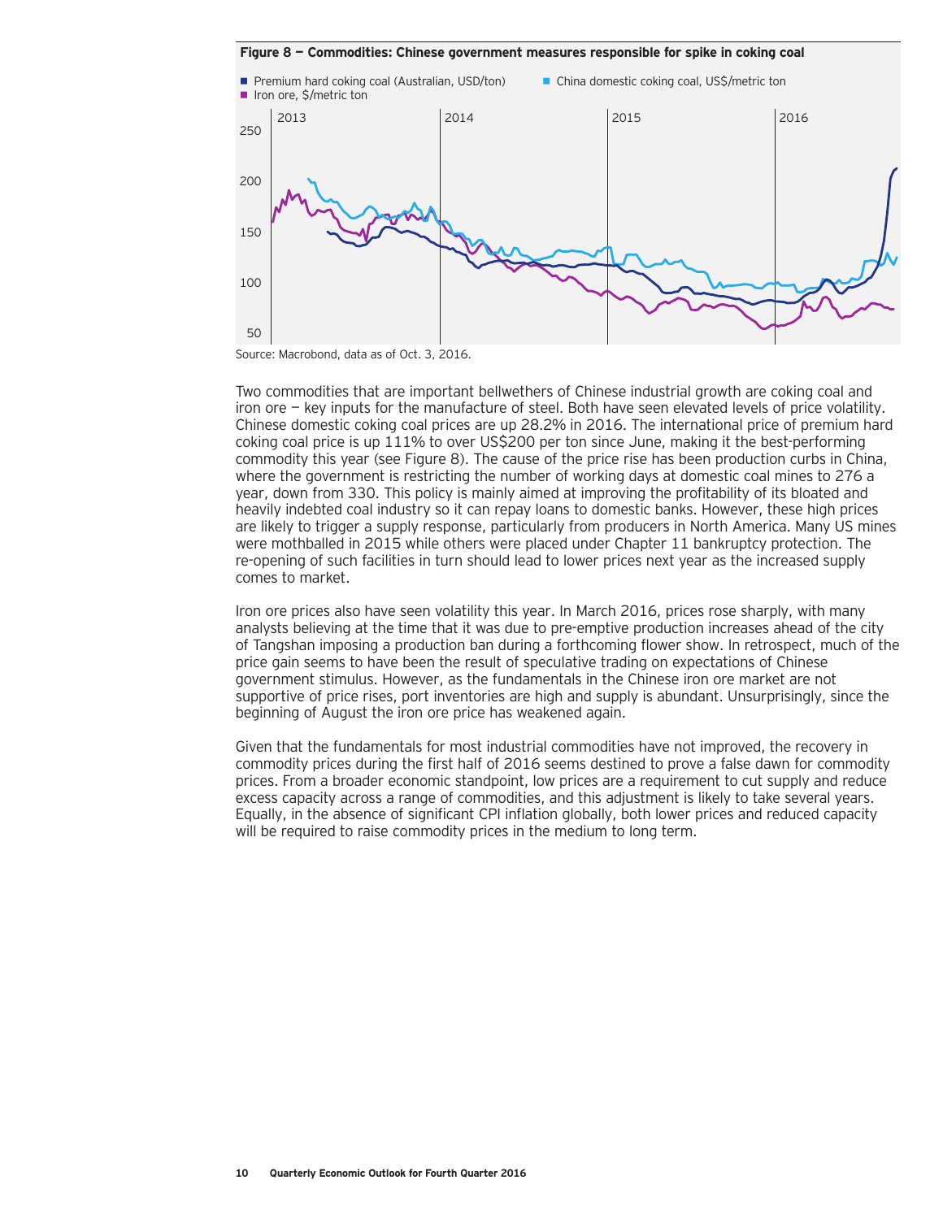**Figure 8 — Commodities: Chinese government measures responsible for spike in coking coal**

Source: Macrobond, data as of Oct. 3, 2016.

Two commodities that are important bellwethers of Chinese industrial growth are coking coal and iron ore — key inputs for the manufacture of steel. Both have seen elevated levels of price volatility. Chinese domestic coking coal prices are up 28.2% in 2016. The international price of premium hard coking coal price is up 111% to over US$200 per ton since June, making it the best-performing commodity this year (see Figure 8). The cause of the price rise has been production curbs in China, where the government is restricting the number of working days at domestic coal mines to 276 a year, down from 330. This policy is mainly aimed at improving the profitability of its bloated and heavily indebted coal industry so it can repay loans to domestic banks. However, these high prices are likely to trigger a supply response, particularly from producers in North America. Many US mines were mothballed in 2015 while others were placed under Chapter 11 bankruptcy protection. The re-opening of such facilities in turn should lead to lower prices next year as the increased supply comes to market.

Iron ore prices also have seen volatility this year. In March 2016, prices rose sharply, with many analysts believing at the time that it was due to pre-emptive production increases ahead of the city of Tangshan imposing a production ban during a forthcoming flower show. In retrospect, much of the price gain seems to have been the result of speculative trading on expectations of Chinese government stimulus. However, as the fundamentals in the Chinese iron ore market are not supportive of price rises, port inventories are high and supply is abundant. Unsurprisingly, since the beginning of August the iron ore price has weakened again.

Given that the fundamentals for most industrial commodities have not improved, the recovery in commodity prices during the first half of 2016 seems destined to prove a false dawn for commodity prices. From a broader economic standpoint, low prices are a requirement to cut supply and reduce excess capacity across a range of commodities, and this adjustment is likely to take several years. Equally, in the absence of significant CPI inflation globally, both lower prices and reduced capacity will be required to raise commodity prices in the medium to long term.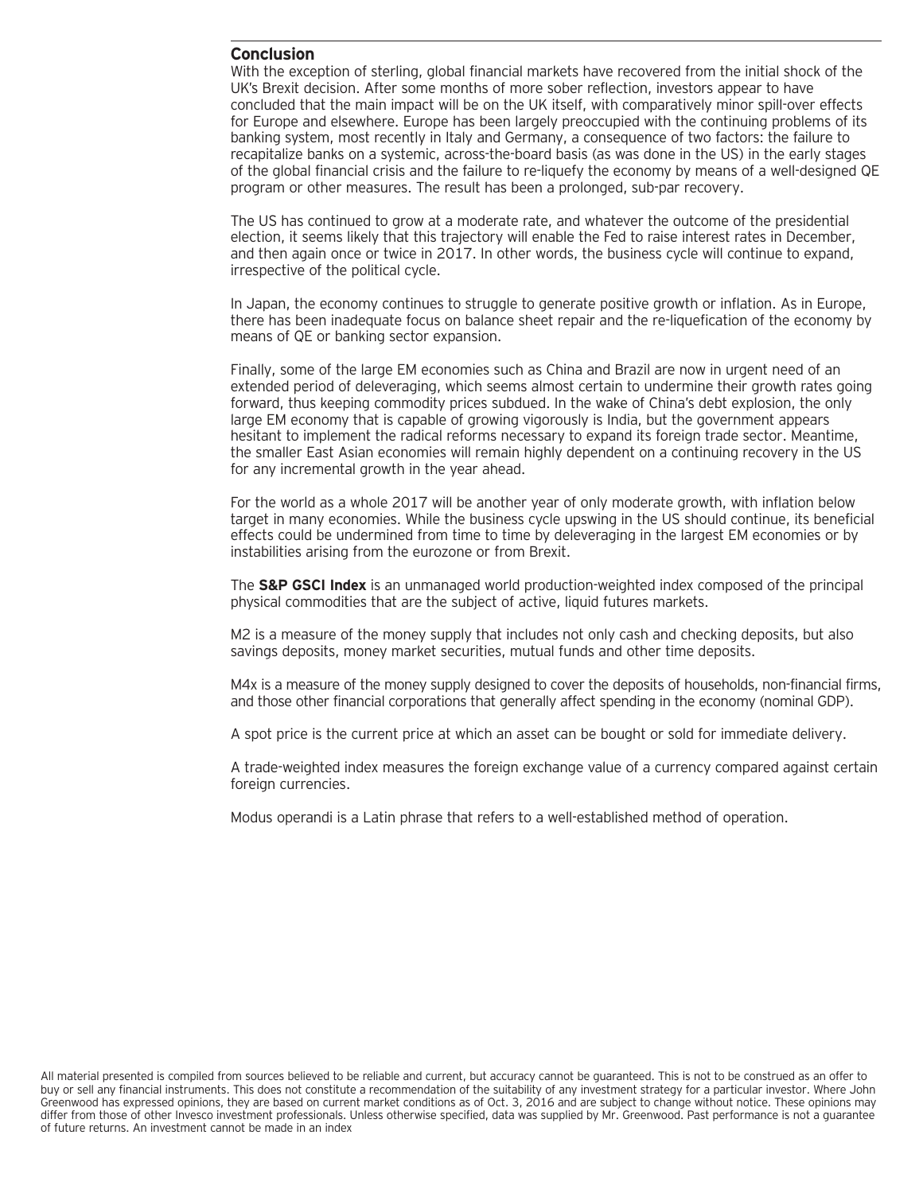## Conclusion

With the exception of sterling, global financial markets have recovered from the initial shock of the UK's Brexit decision. After some months of more sober reflection, investors appear to have concluded that the main impact will be on the UK itself, with comparatively minor spill-over effects for Europe and elsewhere. Europe has been largely preoccupied with the continuing problems of its banking system, most recently in Italy and Germany, a consequence of two factors: the failure to recapitalize banks on a systemic, across-the-board basis (as was done in the US) in the early stages of the global financial crisis and the failure to re-liquefy the economy by means of a well-designed QE program or other measures. The result has been a prolonged, sub-par recovery.

The US has continued to grow at a moderate rate, and whatever the outcome of the presidential election, it seems likely that this trajectory will enable the Fed to raise interest rates in December, and then again once or twice in 2017. In other words, the business cycle will continue to expand, irrespective of the political cycle.

In Japan, the economy continues to struggle to generate positive growth or inflation. As in Europe, there has been inadequate focus on balance sheet repair and the re-liquefication of the economy by means of QE or banking sector expansion.

Finally, some of the large EM economies such as China and Brazil are now in urgent need of an extended period of deleveraging, which seems almost certain to undermine their growth rates going forward, thus keeping commodity prices subdued. In the wake of China's debt explosion, the only large EM economy that is capable of growing vigorously is India, but the government appears hesitant to implement the radical reforms necessary to expand its foreign trade sector. Meantime, the smaller East Asian economies will remain highly dependent on a continuing recovery in the US for any incremental growth in the year ahead.

For the world as a whole 2017 will be another year of only moderate growth, with inflation below target in many economies. While the business cycle upswing in the US should continue, its beneficial effects could be undermined from time to time by deleveraging in the largest EM economies or by instabilities arising from the eurozone or from Brexit.

The **S&P GSCI Index** is an unmanaged world production-weighted index composed of the principal physical commodities that are the subject of active, liquid futures markets.

M2 is a measure of the money supply that includes not only cash and checking deposits, but also savings deposits, money market securities, mutual funds and other time deposits.

M4x is a measure of the money supply designed to cover the deposits of households, non-financial firms, and those other financial corporations that generally affect spending in the economy (nominal GDP).

A spot price is the current price at which an asset can be bought or sold for immediate delivery.

A trade-weighted index measures the foreign exchange value of a currency compared against certain foreign currencies.

Modus operandi is a Latin phrase that refers to a well-established method of operation.

All material presented is compiled from sources believed to be reliable and current, but accuracy cannot be guaranteed. This is not to be construed as an offer to buy or sell any financial instruments. This does not constitute a recommendation of the suitability of any investment strategy for a particular investor. Where John Greenwood has expressed opinions, they are based on current market conditions as of Oct. 3, 2016 and are subject to change without notice. These opinions may differ from those of other Invesco investment professionals. Unless otherwise specified, data was supplied by Mr. Greenwood. Past performance is not a guarantee of future returns. An investment cannot be made in an index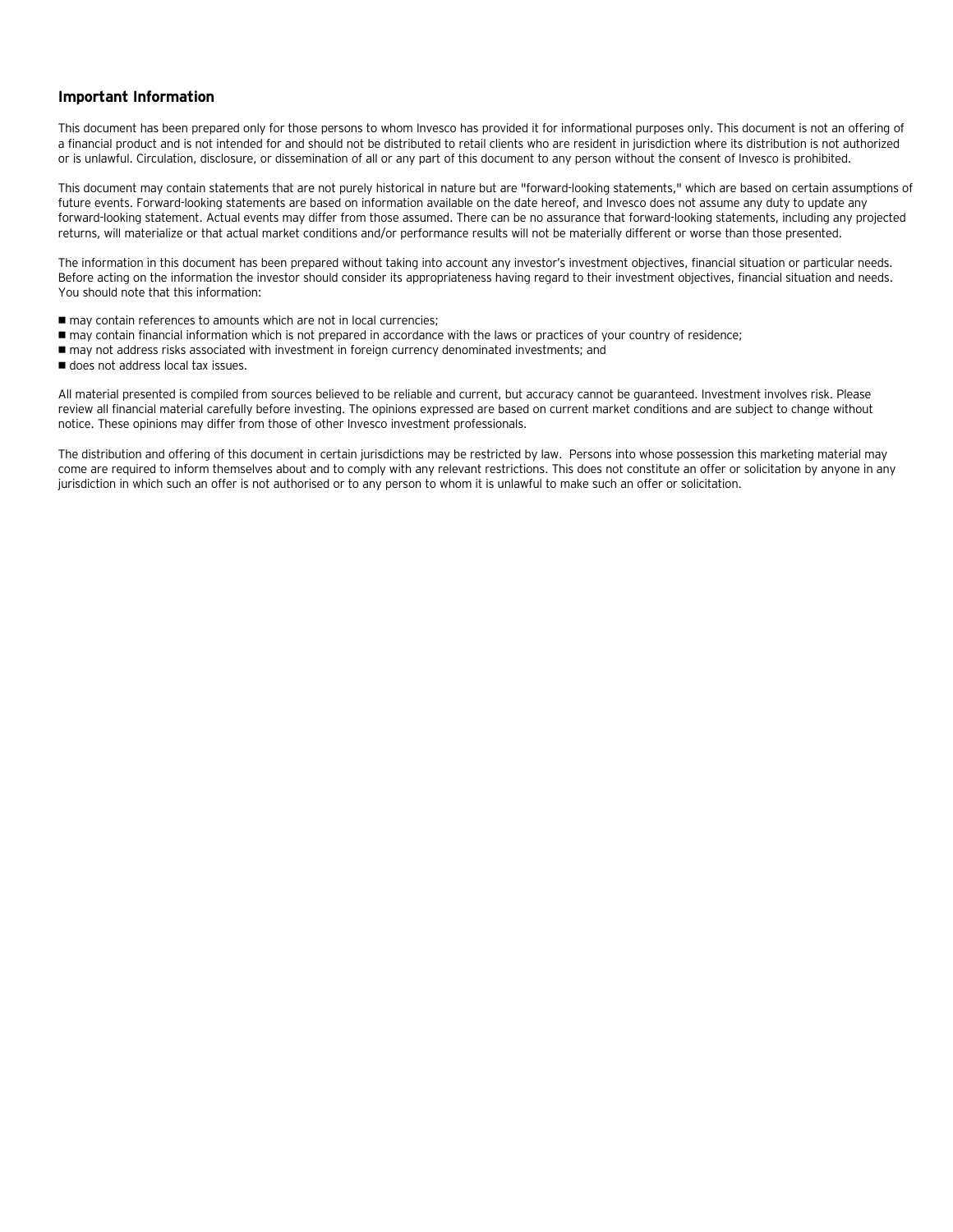## Important Information

This document has been prepared only for those persons to whom Invesco has provided it for informational purposes only. This document is not an offering of a financial product and is not intended for and should not be distributed to retail clients who are resident in jurisdiction where its distribution is not authorized or is unlawful. Circulation, disclosure, or dissemination of all or any part of this document to any person without the consent of Invesco is prohibited.

This document may contain statements that are not purely historical in nature but are "forward-looking statements," which are based on certain assumptions of future events. Forward-looking statements are based on information available on the date hereof, and Invesco does not assume any duty to update any forward-looking statement. Actual events may differ from those assumed. There can be no assurance that forward-looking statements, including any projected returns, will materialize or that actual market conditions and/or performance results will not be materially different or worse than those presented.

The information in this document has been prepared without taking into account any investor's investment objectives, financial situation or particular needs. Before acting on the information the investor should consider its appropriateness having regard to their investment objectives, financial situation and needs. You should note that this information:

- may contain references to amounts which are not in local currencies;
- may contain financial information which is not prepared in accordance with the laws or practices of your country of residence;
- may not address risks associated with investment in foreign currency denominated investments; and
- does not address local tax issues.

All material presented is compiled from sources believed to be reliable and current, but accuracy cannot be guaranteed. Investment involves risk. Please review all financial material carefully before investing. The opinions expressed are based on current market conditions and are subject to change without notice. These opinions may differ from those of other Invesco investment professionals.

The distribution and offering of this document in certain jurisdictions may be restricted by law. Persons into whose possession this marketing material may come are required to inform themselves about and to comply with any relevant restrictions. This does not constitute an offer or solicitation by anyone in any jurisdiction in which such an offer is not authorised or to any person to whom it is unlawful to make such an offer or solicitation.